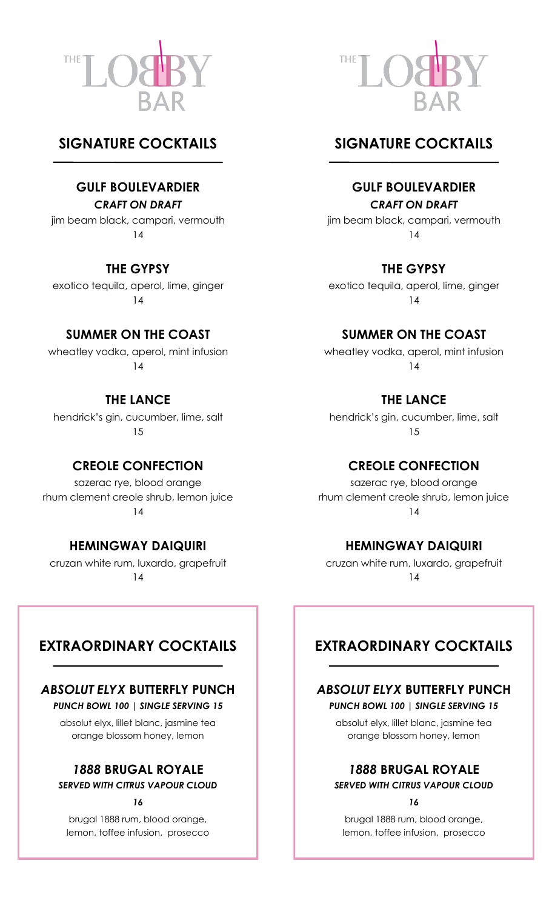# THE LOBBY BAR

## SIGNATURE COCKTAILS

### GULF BOULEVARDIER

***CRAFT ON DRAFT***

jim beam black, campari, vermouth

14

### THE GYPSY

exotico tequila, aperol, lime, ginger

14

### SUMMER ON THE COAST

wheatley vodka, aperol, mint infusion

14

### THE LANCE

hendrick's gin, cucumber, lime, salt

15

### CREOLE CONFECTION

sazerac rye, blood orange
rhum clement creole shrub, lemon juice

14

### HEMINGWAY DAIQUIRI

cruzan white rum, luxardo, grapefruit

14

## EXTRAORDINARY COCKTAILS

### *ABSOLUT ELYX* BUTTERFLY PUNCH

***PUNCH BOWL 100 | SINGLE SERVING 15***

absolut elyx, lillet blanc, jasmine tea
orange blossom honey, lemon

### *1888* BRUGAL ROYALE

***SERVED WITH CITRUS VAPOUR CLOUD***

***16***

brugal 1888 rum, blood orange,
lemon, toffee infusion, prosecco

# THE LOBBY BAR

## SIGNATURE COCKTAILS

### GULF BOULEVARDIER

***CRAFT ON DRAFT***

jim beam black, campari, vermouth

14

### THE GYPSY

exotico tequila, aperol, lime, ginger

14

### SUMMER ON THE COAST

wheatley vodka, aperol, mint infusion

14

### THE LANCE

hendrick's gin, cucumber, lime, salt

15

### CREOLE CONFECTION

sazerac rye, blood orange
rhum clement creole shrub, lemon juice

14

### HEMINGWAY DAIQUIRI

cruzan white rum, luxardo, grapefruit

14

## EXTRAORDINARY COCKTAILS

### *ABSOLUT ELYX* BUTTERFLY PUNCH

***PUNCH BOWL 100 | SINGLE SERVING 15***

absolut elyx, lillet blanc, jasmine tea
orange blossom honey, lemon

### *1888* BRUGAL ROYALE

***SERVED WITH CITRUS VAPOUR CLOUD***

***16***

brugal 1888 rum, blood orange,
lemon, toffee infusion, prosecco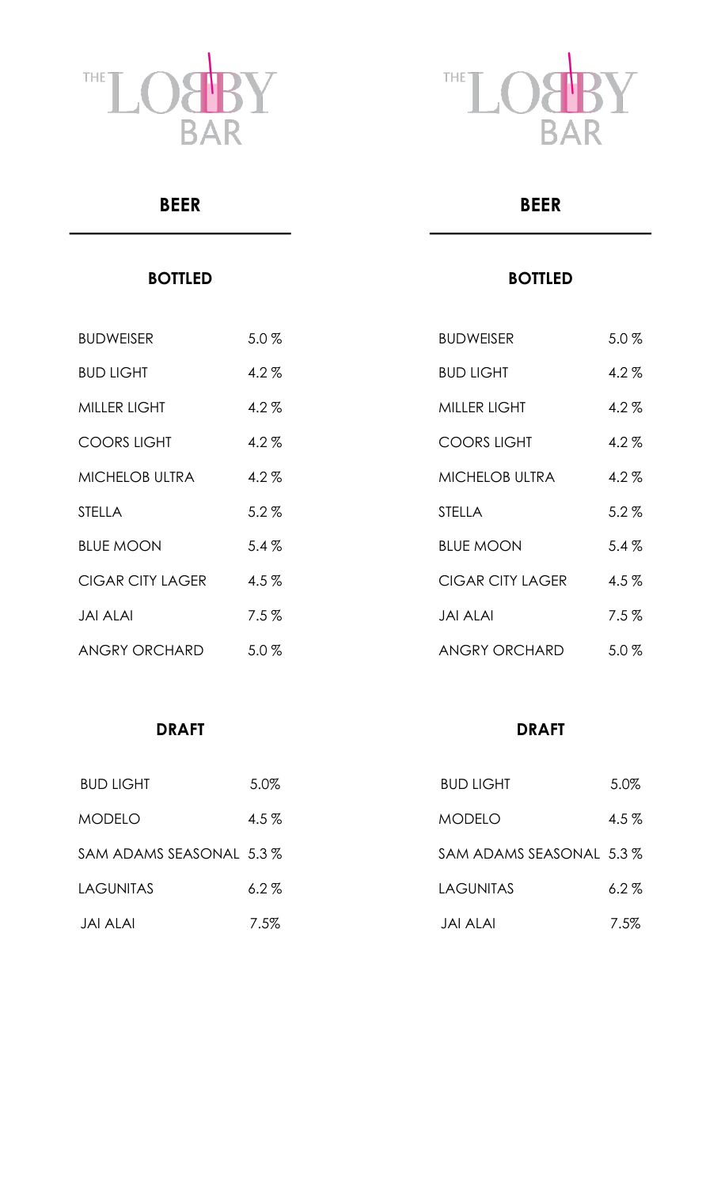THE LOBBY BAR

## BEER

### BOTTLED

| | |
|---|---|
| BUDWEISER | 5.0 % |
| BUD LIGHT | 4.2 % |
| MILLER LIGHT | 4.2 % |
| COORS LIGHT | 4.2 % |
| MICHELOB ULTRA | 4.2 % |
| STELLA | 5.2 % |
| BLUE MOON | 5.4 % |
| CIGAR CITY LAGER | 4.5 % |
| JAI ALAI | 7.5 % |
| ANGRY ORCHARD | 5.0 % |

### DRAFT

| | |
|---|---|
| BUD LIGHT | 5.0% |
| MODELO | 4.5 % |
| SAM ADAMS SEASONAL | 5.3 % |
| LAGUNITAS | 6.2 % |
| JAI ALAI | 7.5% |

THE LOBBY BAR

## BEER

### BOTTLED

| | |
|---|---|
| BUDWEISER | 5.0 % |
| BUD LIGHT | 4.2 % |
| MILLER LIGHT | 4.2 % |
| COORS LIGHT | 4.2 % |
| MICHELOB ULTRA | 4.2 % |
| STELLA | 5.2 % |
| BLUE MOON | 5.4 % |
| CIGAR CITY LAGER | 4.5 % |
| JAI ALAI | 7.5 % |
| ANGRY ORCHARD | 5.0 % |

### DRAFT

| | |
|---|---|
| BUD LIGHT | 5.0% |
| MODELO | 4.5 % |
| SAM ADAMS SEASONAL | 5.3 % |
| LAGUNITAS | 6.2 % |
| JAI ALAI | 7.5% |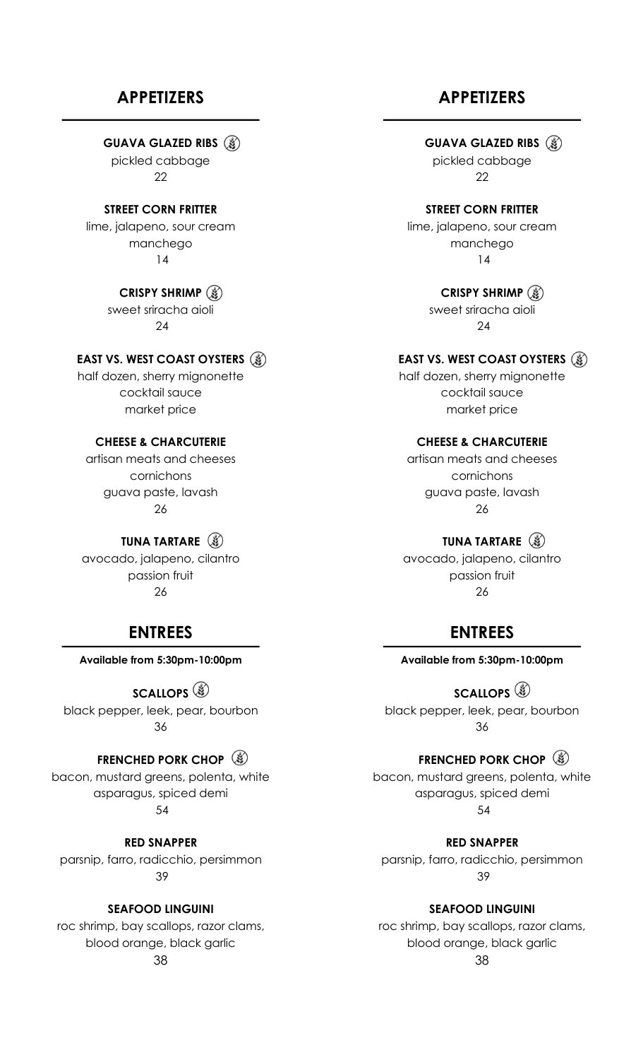## APPETIZERS

**GUAVA GLAZED RIBS**
pickled cabbage
22

**STREET CORN FRITTER**
lime, jalapeno, sour cream
manchego
14

**CRISPY SHRIMP**
sweet sriracha aioli
24

**EAST VS. WEST COAST OYSTERS**
half dozen, sherry mignonette
cocktail sauce
market price

**CHEESE & CHARCUTERIE**
artisan meats and cheeses
cornichons
guava paste, lavash
26

**TUNA TARTARE**
avocado, jalapeno, cilantro
passion fruit
26

## ENTREES

**Available from 5:30pm-10:00pm**

**SCALLOPS**
black pepper, leek, pear, bourbon
36

**FRENCHED PORK CHOP**
bacon, mustard greens, polenta, white
asparagus, spiced demi
54

**RED SNAPPER**
parsnip, farro, radicchio, persimmon
39

**SEAFOOD LINGUINI**
roc shrimp, bay scallops, razor clams,
blood orange, black garlic
38

## APPETIZERS

**GUAVA GLAZED RIBS**
pickled cabbage
22

**STREET CORN FRITTER**
lime, jalapeno, sour cream
manchego
14

**CRISPY SHRIMP**
sweet sriracha aioli
24

**EAST VS. WEST COAST OYSTERS**
half dozen, sherry mignonette
cocktail sauce
market price

**CHEESE & CHARCUTERIE**
artisan meats and cheeses
cornichons
guava paste, lavash
26

**TUNA TARTARE**
avocado, jalapeno, cilantro
passion fruit
26

## ENTREES

**Available from 5:30pm-10:00pm**

**SCALLOPS**
black pepper, leek, pear, bourbon
36

**FRENCHED PORK CHOP**
bacon, mustard greens, polenta, white
asparagus, spiced demi
54

**RED SNAPPER**
parsnip, farro, radicchio, persimmon
39

**SEAFOOD LINGUINI**
roc shrimp, bay scallops, razor clams,
blood orange, black garlic
38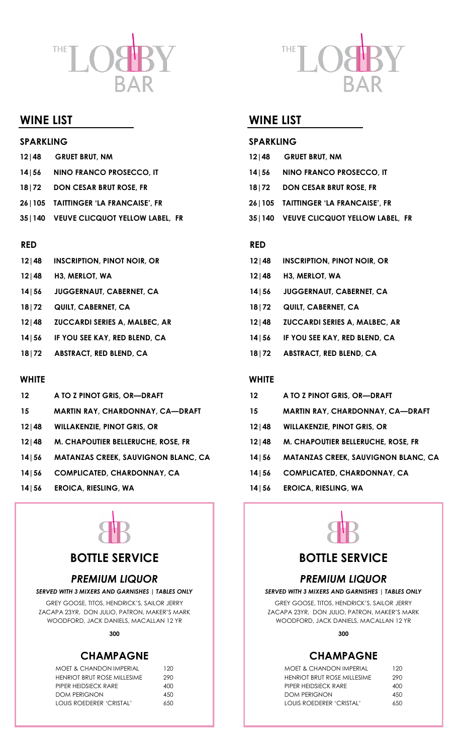# THE LOBBY BAR

## WINE LIST

### SPARKLING

| | |
|---|---|
| 12 \| 48 | GRUET BRUT, NM |
| 14 \| 56 | NINO FRANCO PROSECCO, IT |
| 18 \| 72 | DON CESAR BRUT ROSE, FR |
| 26 \| 105 | TAITTINGER 'LA FRANCAISE', FR |
| 35 \| 140 | VEUVE CLICQUOT YELLOW LABEL, FR |

### RED

| | |
|---|---|
| 12 \| 48 | INSCRIPTION, PINOT NOIR, OR |
| 12 \| 48 | H3, MERLOT, WA |
| 14 \| 56 | JUGGERNAUT, CABERNET, CA |
| 18 \| 72 | QUILT, CABERNET, CA |
| 12 \| 48 | ZUCCARDI SERIES A, MALBEC, AR |
| 14 \| 56 | IF YOU SEE KAY, RED BLEND, CA |
| 18 \| 72 | ABSTRACT, RED BLEND, CA |

### WHITE

| | |
|---|---|
| 12 | A TO Z PINOT GRIS, OR—DRAFT |
| 15 | MARTIN RAY, CHARDONNAY, CA—DRAFT |
| 12 \| 48 | WILLAKENZIE, PINOT GRIS, OR |
| 12 \| 48 | M. CHAPOUTIER BELLERUCHE, ROSE, FR |
| 14 \| 56 | MATANZAS CREEK, SAUVIGNON BLANC, CA |
| 14 \| 56 | COMPLICATED, CHARDONNAY, CA |
| 14 \| 56 | EROICA, RIESLING, WA |

## BOTTLE SERVICE

### *PREMIUM LIQUOR*

***SERVED WITH 3 MIXERS AND GARNISHES | TABLES ONLY***

GREY GOOSE, TITOS, HENDRICK'S, SAILOR JERRY ZACAPA 23YR, DON JULIO, PATRON, MAKER'S MARK WOODFORD, JACK DANIELS, MACALLAN 12 YR

**300**

### CHAMPAGNE

| | |
|---|---|
| MOET & CHANDON IMPERIAL | 120 |
| HENRIOT BRUT ROSE MILLESIME | 290 |
| PIPER HEIDSIECK RARE | 400 |
| DOM PERIGNON | 450 |
| LOUIS ROEDERER 'CRISTAL' | 650 |